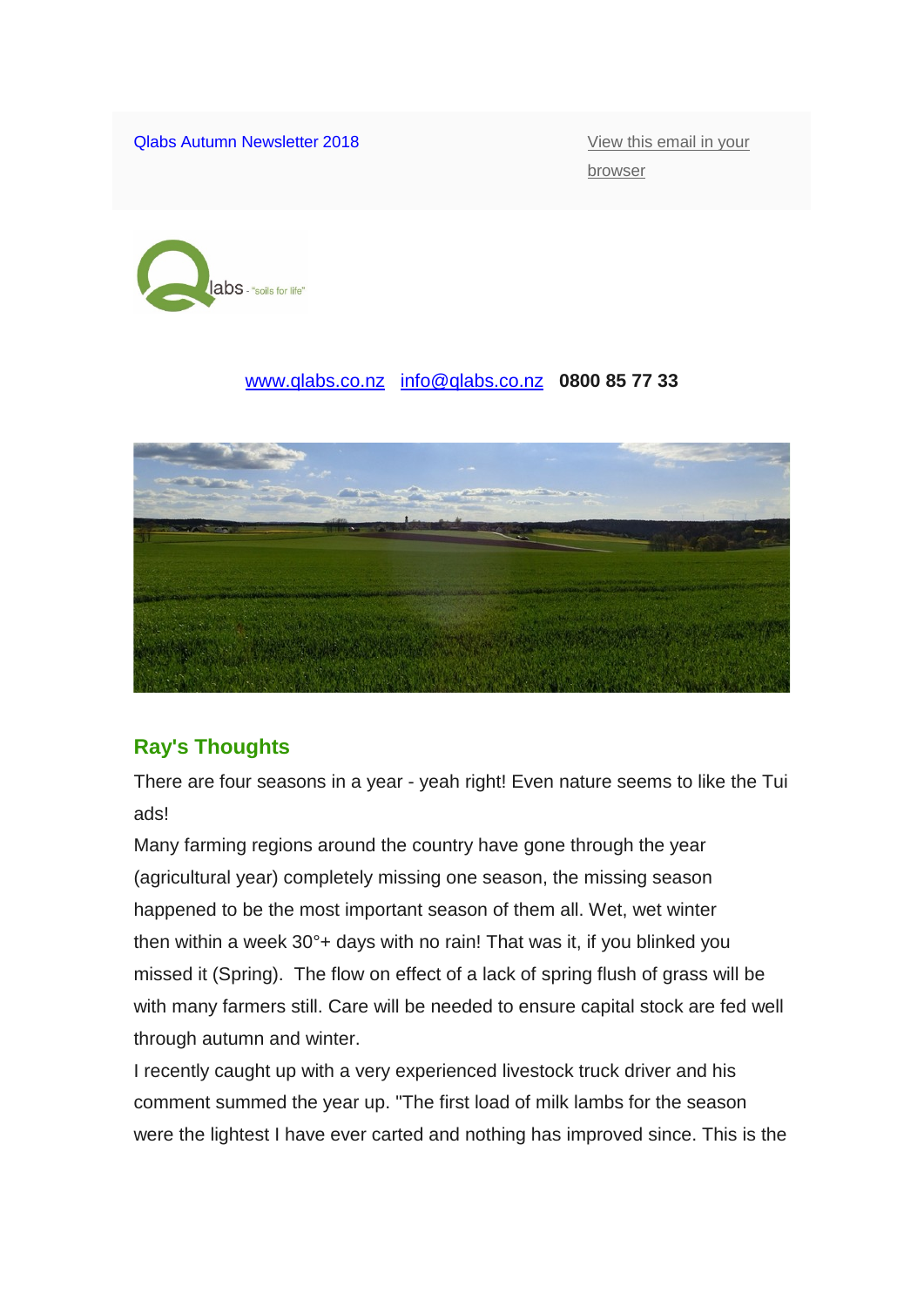Qlabs Autumn Newsletter 2018

View this email in your browser

labs - "soils for life"

www.qlabs.co.nz info@qlabs.co.nz **0800 85 77 33**

## Ray's Thoughts

There are four seasons in a year - yeah right! Even nature seems to like the Tui ads!

Many farming regions around the country have gone through the year (agricultural year) completely missing one season, the missing season happened to be the most important season of them all. Wet, wet winter then within a week 30°+ days with no rain! That was it, if you blinked you missed it (Spring). The flow on effect of a lack of spring flush of grass will be with many farmers still. Care will be needed to ensure capital stock are fed well through autumn and winter.

I recently caught up with a very experienced livestock truck driver and his comment summed the year up. "The first load of milk lambs for the season were the lightest I have ever carted and nothing has improved since. This is the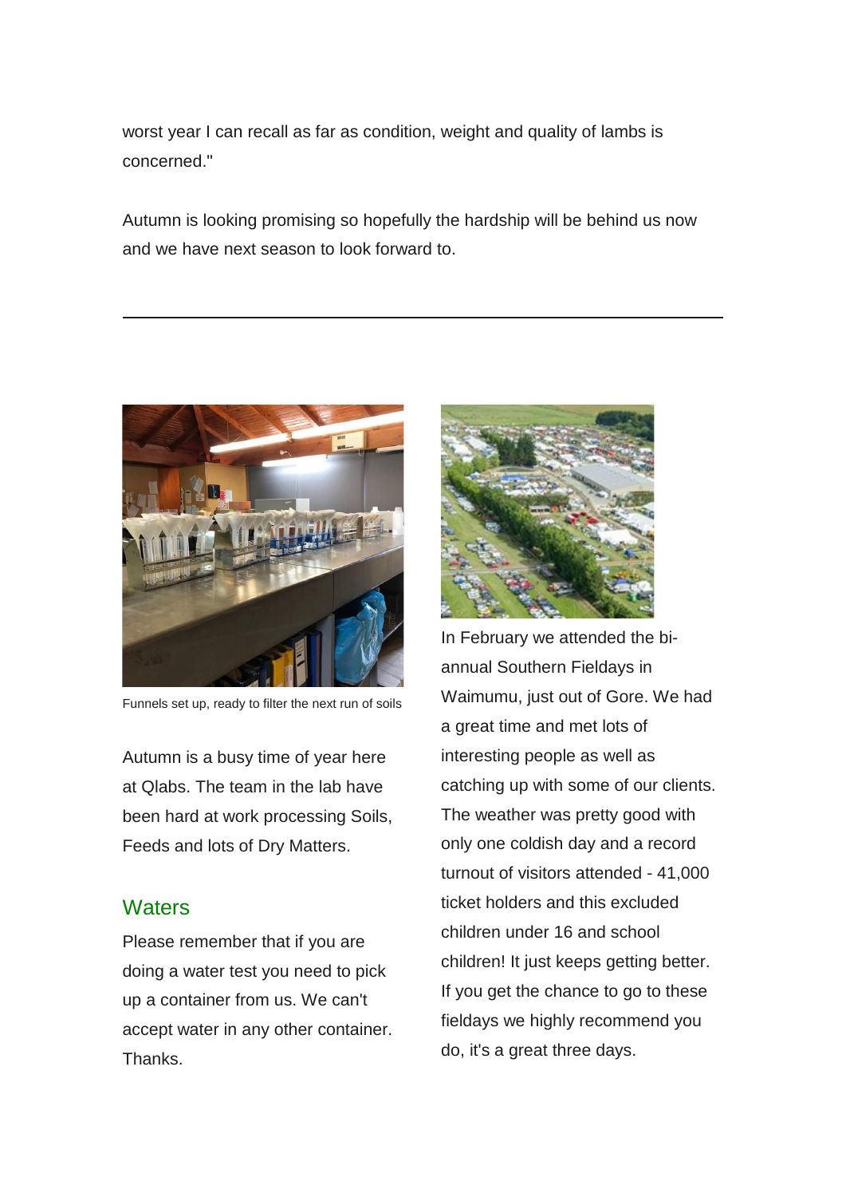worst year I can recall as far as condition, weight and quality of lambs is concerned."

Autumn is looking promising so hopefully the hardship will be behind us now and we have next season to look forward to.

---

Funnels set up, ready to filter the next run of soils

Autumn is a busy time of year here at Qlabs. The team in the lab have been hard at work processing Soils, Feeds and lots of Dry Matters.

## Waters

Please remember that if you are doing a water test you need to pick up a container from us. We can't accept water in any other container. Thanks.

In February we attended the bi-annual Southern Fieldays in Waimumu, just out of Gore. We had a great time and met lots of interesting people as well as catching up with some of our clients. The weather was pretty good with only one coldish day and a record turnout of visitors attended - 41,000 ticket holders and this excluded children under 16 and school children! It just keeps getting better. If you get the chance to go to these fieldays we highly recommend you do, it's a great three days.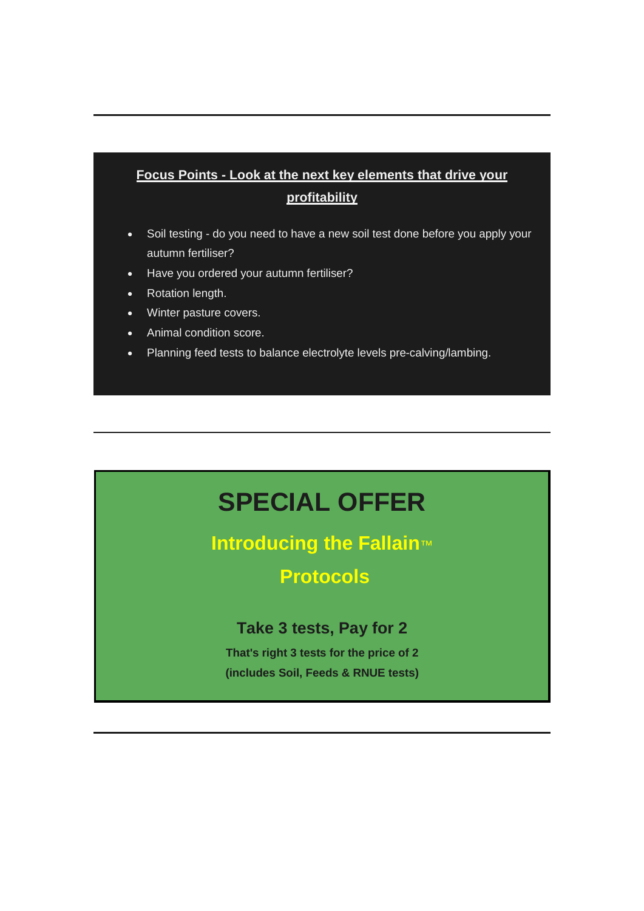---

**Focus Points - Look at the next key elements that drive your profitability**

- Soil testing - do you need to have a new soil test done before you apply your autumn fertiliser?
- Have you ordered your autumn fertiliser?
- Rotation length.
- Winter pasture covers.
- Animal condition score.
- Planning feed tests to balance electrolyte levels pre-calving/lambing.

---

# SPECIAL OFFER

## Introducing the Fallain™ Protocols

### Take 3 tests, Pay for 2

**That's right 3 tests for the price of 2**

**(includes Soil, Feeds & RNUE tests)**

---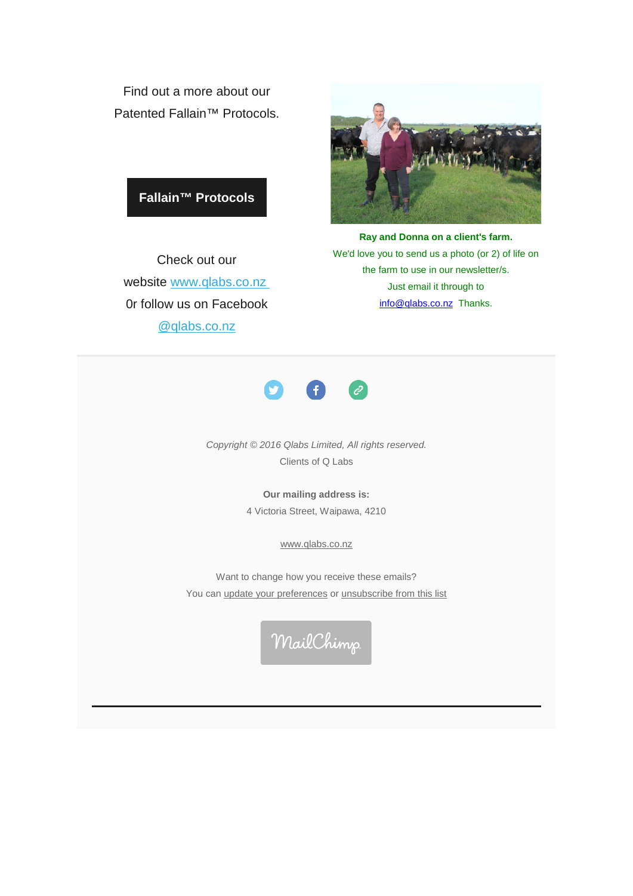Find out a more about our Patented Fallain™ Protocols.

**Fallain™ Protocols**

Check out our website www.qlabs.co.nz
0r follow us on Facebook @qlabs.co.nz

**Ray and Donna on a client's farm.**
We'd love you to send us a photo (or 2) of life on the farm to use in our newsletter/s.
Just email it through to info@qlabs.co.nz Thanks.

*Copyright © 2016 Qlabs Limited, All rights reserved.*
Clients of Q Labs

**Our mailing address is:**
4 Victoria Street, Waipawa, 4210

www.qlabs.co.nz

Want to change how you receive these emails?
You can update your preferences or unsubscribe from this list

MailChimp